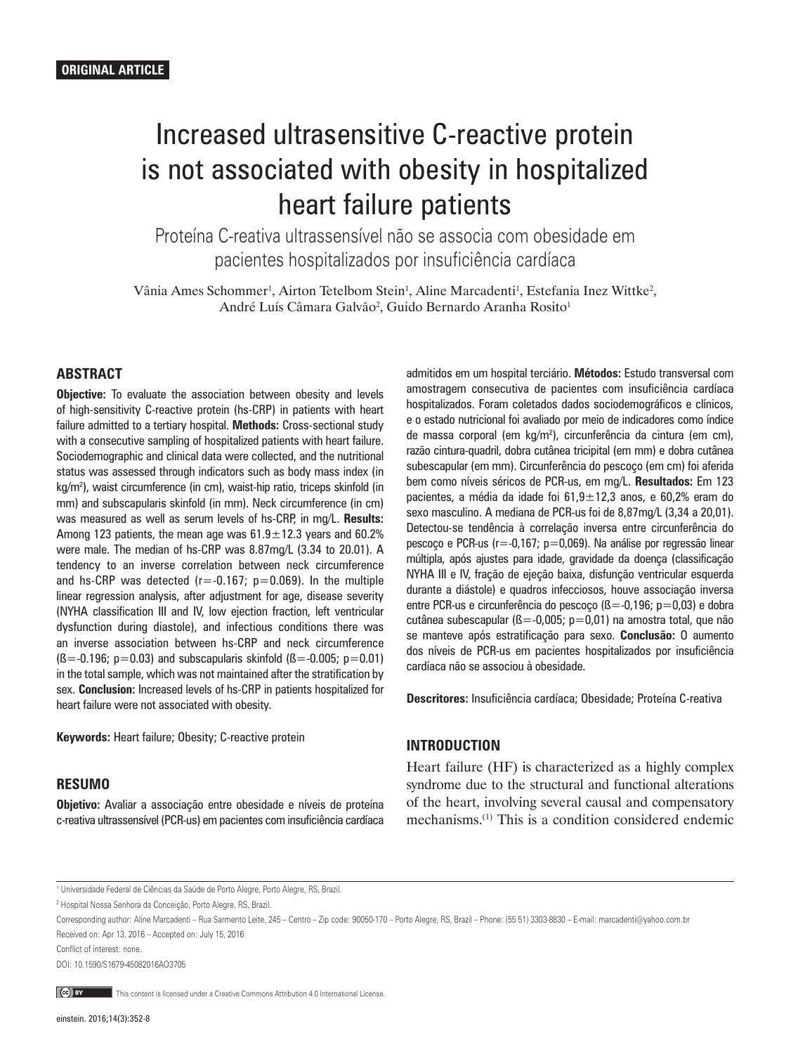**ORIGINAL ARTICLE**

# Increased ultrasensitive C-reactive protein is not associated with obesity in hospitalized heart failure patients

## Proteína C-reativa ultrassensível não se associa com obesidade em pacientes hospitalizados por insuficiência cardíaca

Vânia Ames Schommer[1], Airton Tetelbom Stein[1], Aline Marcadenti[1], Estefania Inez Wittke[2], André Luís Câmara Galvão[2], Guido Bernardo Aranha Rosito[1]

## ABSTRACT

**Objective:** To evaluate the association between obesity and levels of high-sensitivity C-reactive protein (hs-CRP) in patients with heart failure admitted to a tertiary hospital. **Methods:** Cross-sectional study with a consecutive sampling of hospitalized patients with heart failure. Sociodemographic and clinical data were collected, and the nutritional status was assessed through indicators such as body mass index (in kg/m$^2$), waist circumference (in cm), waist-hip ratio, triceps skinfold (in mm) and subscapularis skinfold (in mm). Neck circumference (in cm) was measured as well as serum levels of hs-CRP, in mg/L. **Results:** Among 123 patients, the mean age was 61.9±12.3 years and 60.2% were male. The median of hs-CRP was 8.87mg/L (3.34 to 20.01). A tendency to an inverse correlation between neck circumference and hs-CRP was detected ($r=-0.167$; $p=0.069$). In the multiple linear regression analysis, after adjustment for age, disease severity (NYHA classification III and IV, low ejection fraction, left ventricular dysfunction during diastole), and infectious conditions there was an inverse association between hs-CRP and neck circumference ($ß=-0.196$; $p=0.03$) and subscapularis skinfold ($ß=-0.005$; $p=0.01$) in the total sample, which was not maintained after the stratification by sex. **Conclusion:** Increased levels of hs-CRP in patients hospitalized for heart failure were not associated with obesity.

**Keywords:** Heart failure; Obesity; C-reactive protein

## RESUMO

**Objetivo:** Avaliar a associação entre obesidade e níveis de proteína c-reativa ultrassensível (PCR-us) em pacientes com insuficiência cardíaca admitidos em um hospital terciário. **Métodos:** Estudo transversal com amostragem consecutiva de pacientes com insuficiência cardíaca hospitalizados. Foram coletados dados sociodemográficos e clínicos, e o estado nutricional foi avaliado por meio de indicadores como índice de massa corporal (em kg/m$^2$), circunferência da cintura (em cm), razão cintura-quadril, dobra cutânea tricipital (em mm) e dobra cutânea subescapular (em mm). Circunferência do pescoço (em cm) foi aferida bem como níveis séricos de PCR-us, em mg/L. **Resultados:** Em 123 pacientes, a média da idade foi 61,9±12,3 anos, e 60,2% eram do sexo masculino. A mediana de PCR-us foi de 8,87mg/L (3,34 a 20,01). Detectou-se tendência à correlação inversa entre circunferência do pescoço e PCR-us ($r=-0{,}167$; $p=0{,}069$). Na análise por regressão linear múltipla, após ajustes para idade, gravidade da doença (classificação NYHA III e IV, fração de ejeção baixa, disfunção ventricular esquerda durante a diástole) e quadros infecciosos, houve associação inversa entre PCR-us e circunferência do pescoço ($ß=-0{,}196$; $p=0{,}03$) e dobra cutânea subescapular ($ß=-0{,}005$; $p=0{,}01$) na amostra total, que não se manteve após estratificação para sexo. **Conclusão:** O aumento dos níveis de PCR-us em pacientes hospitalizados por insuficiência cardíaca não se associou à obesidade.

**Descritores:** Insuficiência cardíaca; Obesidade; Proteína C-reativa

## INTRODUCTION

Heart failure (HF) is characterized as a highly complex syndrome due to the structural and functional alterations of the heart, involving several causal and compensatory mechanisms.[1] This is a condition considered endemic

---

[1] Universidade Federal de Ciências da Saúde de Porto Alegre, Porto Alegre, RS, Brazil.

[2] Hospital Nossa Senhora da Conceição, Porto Alegre, RS, Brazil.

Corresponding author: Aline Marcadenti – Rua Sarmento Leite, 245 – Centro – Zip code: 90050-170 – Porto Alegre, RS, Brazil – Phone: (55 51) 3303-8830 – E-mail: marcadenti@yahoo.com.br

Received on: Apr 13, 2016 – Accepted on: July 15, 2016

Conflict of interest: none.

DOI: 10.1590/S1679-45082016AO3705

This content is licensed under a Creative Commons Attribution 4.0 International License.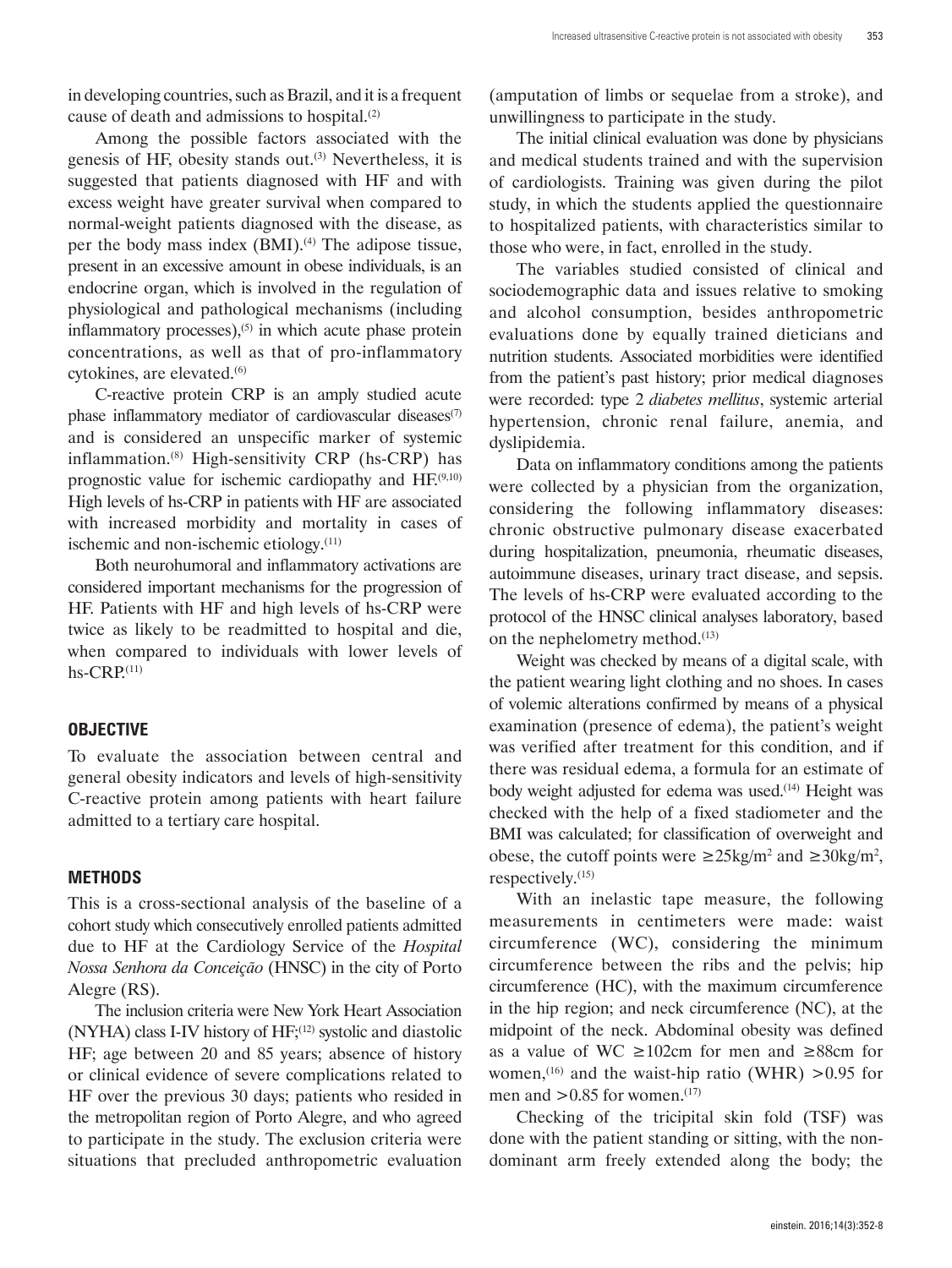in developing countries, such as Brazil, and it is a frequent cause of death and admissions to hospital.[2]

Among the possible factors associated with the genesis of HF, obesity stands out.[3] Nevertheless, it is suggested that patients diagnosed with HF and with excess weight have greater survival when compared to normal-weight patients diagnosed with the disease, as per the body mass index (BMI).[4] The adipose tissue, present in an excessive amount in obese individuals, is an endocrine organ, which is involved in the regulation of physiological and pathological mechanisms (including inflammatory processes),[5] in which acute phase protein concentrations, as well as that of pro-inflammatory cytokines, are elevated.[6]

C-reactive protein CRP is an amply studied acute phase inflammatory mediator of cardiovascular diseases[7] and is considered an unspecific marker of systemic inflammation.[8] High-sensitivity CRP (hs-CRP) has prognostic value for ischemic cardiopathy and HF.[9,10] High levels of hs-CRP in patients with HF are associated with increased morbidity and mortality in cases of ischemic and non-ischemic etiology.[11]

Both neurohumoral and inflammatory activations are considered important mechanisms for the progression of HF. Patients with HF and high levels of hs-CRP were twice as likely to be readmitted to hospital and die, when compared to individuals with lower levels of hs-CRP.[11]

## OBJECTIVE

To evaluate the association between central and general obesity indicators and levels of high-sensitivity C-reactive protein among patients with heart failure admitted to a tertiary care hospital.

## METHODS

This is a cross-sectional analysis of the baseline of a cohort study which consecutively enrolled patients admitted due to HF at the Cardiology Service of the *Hospital Nossa Senhora da Conceição* (HNSC) in the city of Porto Alegre (RS).

The inclusion criteria were New York Heart Association (NYHA) class I-IV history of HF;[12] systolic and diastolic HF; age between 20 and 85 years; absence of history or clinical evidence of severe complications related to HF over the previous 30 days; patients who resided in the metropolitan region of Porto Alegre, and who agreed to participate in the study. The exclusion criteria were situations that precluded anthropometric evaluation (amputation of limbs or sequelae from a stroke), and unwillingness to participate in the study.

The initial clinical evaluation was done by physicians and medical students trained and with the supervision of cardiologists. Training was given during the pilot study, in which the students applied the questionnaire to hospitalized patients, with characteristics similar to those who were, in fact, enrolled in the study.

The variables studied consisted of clinical and sociodemographic data and issues relative to smoking and alcohol consumption, besides anthropometric evaluations done by equally trained dieticians and nutrition students. Associated morbidities were identified from the patient's past history; prior medical diagnoses were recorded: type 2 *diabetes mellitus*, systemic arterial hypertension, chronic renal failure, anemia, and dyslipidemia.

Data on inflammatory conditions among the patients were collected by a physician from the organization, considering the following inflammatory diseases: chronic obstructive pulmonary disease exacerbated during hospitalization, pneumonia, rheumatic diseases, autoimmune diseases, urinary tract disease, and sepsis. The levels of hs-CRP were evaluated according to the protocol of the HNSC clinical analyses laboratory, based on the nephelometry method.[13]

Weight was checked by means of a digital scale, with the patient wearing light clothing and no shoes. In cases of volemic alterations confirmed by means of a physical examination (presence of edema), the patient's weight was verified after treatment for this condition, and if there was residual edema, a formula for an estimate of body weight adjusted for edema was used.[14] Height was checked with the help of a fixed stadiometer and the BMI was calculated; for classification of overweight and obese, the cutoff points were $\geq 25\text{kg/m}^2$ and $\geq 30\text{kg/m}^2$, respectively.[15]

With an inelastic tape measure, the following measurements in centimeters were made: waist circumference (WC), considering the minimum circumference between the ribs and the pelvis; hip circumference (HC), with the maximum circumference in the hip region; and neck circumference (NC), at the midpoint of the neck. Abdominal obesity was defined as a value of WC $\geq$102cm for men and $\geq$88cm for women,[16] and the waist-hip ratio (WHR) $>$0.95 for men and $>$0.85 for women.[17]

Checking of the tricipital skin fold (TSF) was done with the patient standing or sitting, with the non-dominant arm freely extended along the body; the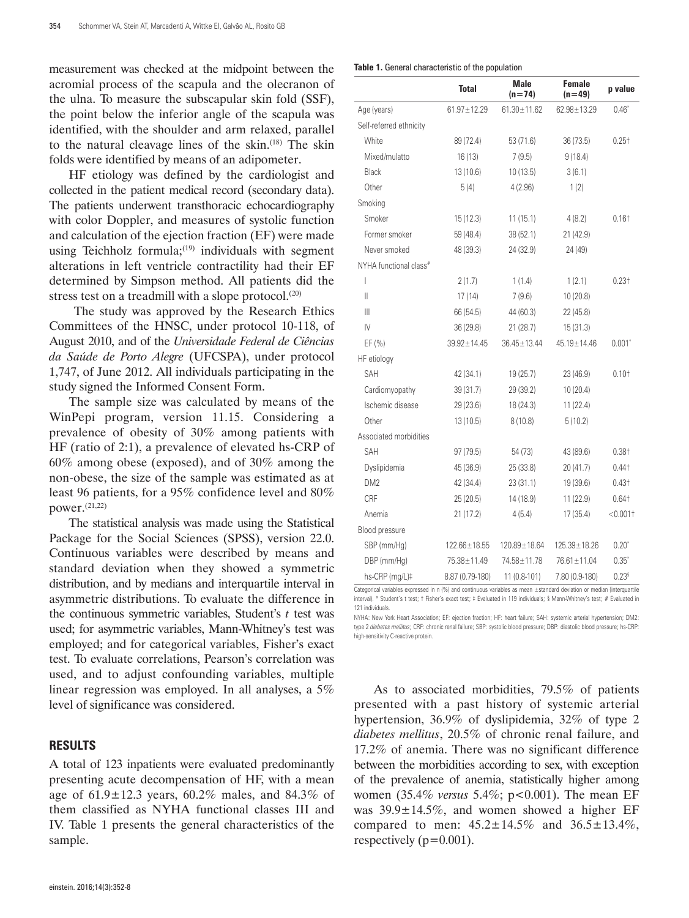measurement was checked at the midpoint between the acromial process of the scapula and the olecranon of the ulna. To measure the subscapular skin fold (SSF), the point below the inferior angle of the scapula was identified, with the shoulder and arm relaxed, parallel to the natural cleavage lines of the skin.[18] The skin folds were identified by means of an adipometer.

HF etiology was defined by the cardiologist and collected in the patient medical record (secondary data). The patients underwent transthoracic echocardiography with color Doppler, and measures of systolic function and calculation of the ejection fraction (EF) were made using Teichholz formula;[19] individuals with segment alterations in left ventricle contractility had their EF determined by Simpson method. All patients did the stress test on a treadmill with a slope protocol.[20]

The study was approved by the Research Ethics Committees of the HNSC, under protocol 10-118, of August 2010, and of the *Universidade Federal de Ciências da Saúde de Porto Alegre* (UFCSPA), under protocol 1,747, of June 2012. All individuals participating in the study signed the Informed Consent Form.

The sample size was calculated by means of the WinPepi program, version 11.15. Considering a prevalence of obesity of 30% among patients with HF (ratio of 2:1), a prevalence of elevated hs-CRP of 60% among obese (exposed), and of 30% among the non-obese, the size of the sample was estimated as at least 96 patients, for a 95% confidence level and 80% power.[21,22]

The statistical analysis was made using the Statistical Package for the Social Sciences (SPSS), version 22.0. Continuous variables were described by means and standard deviation when they showed a symmetric distribution, and by medians and interquartile interval in asymmetric distributions. To evaluate the difference in the continuous symmetric variables, Student's *t* test was used; for asymmetric variables, Mann-Whitney's test was employed; and for categorical variables, Fisher's exact test. To evaluate correlations, Pearson's correlation was used, and to adjust confounding variables, multiple linear regression was employed. In all analyses, a 5% level of significance was considered.

## RESULTS

A total of 123 inpatients were evaluated predominantly presenting acute decompensation of HF, with a mean age of 61.9±12.3 years, 60.2% males, and 84.3% of them classified as NYHA functional classes III and IV. Table 1 presents the general characteristics of the sample.

**Table 1.** General characteristic of the population

| | Total | Male (n=74) | Female (n=49) | p value |
|---|---|---|---|---|
| Age (years) | 61.97±12.29 | 61.30±11.62 | 62.98±13.29 | 0.46* |
| Self-referred ethnicity | | | | |
| White | 89 (72.4) | 53 (71.6) | 36 (73.5) | 0.25† |
| Mixed/mulatto | 16 (13) | 7 (9.5) | 9 (18.4) | |
| Black | 13 (10.6) | 10 (13.5) | 3 (6.1) | |
| Other | 5 (4) | 4 (2.96) | 1 (2) | |
| Smoking | | | | |
| Smoker | 15 (12.3) | 11 (15.1) | 4 (8.2) | 0.16† |
| Former smoker | 59 (48.4) | 38 (52.1) | 21 (42.9) | |
| Never smoked | 48 (39.3) | 24 (32.9) | 24 (49) | |
| NYHA functional class# | | | | |
| I | 2 (1.7) | 1 (1.4) | 1 (2.1) | 0.23† |
| II | 17 (14) | 7 (9.6) | 10 (20.8) | |
| III | 66 (54.5) | 44 (60.3) | 22 (45.8) | |
| IV | 36 (29.8) | 21 (28.7) | 15 (31.3) | |
| EF (%) | 39.92±14.45 | 36.45±13.44 | 45.19±14.46 | 0.001* |
| HF etiology | | | | |
| SAH | 42 (34.1) | 19 (25.7) | 23 (46.9) | 0.10† |
| Cardiomyopathy | 39 (31.7) | 29 (39.2) | 10 (20.4) | |
| Ischemic disease | 29 (23.6) | 18 (24.3) | 11 (22.4) | |
| Other | 13 (10.5) | 8 (10.8) | 5 (10.2) | |
| Associated morbidities | | | | |
| SAH | 97 (79.5) | 54 (73) | 43 (89.6) | 0.38† |
| Dyslipidemia | 45 (36.9) | 25 (33.8) | 20 (41.7) | 0.44† |
| DM2 | 42 (34.4) | 23 (31.1) | 19 (39.6) | 0.43† |
| CRF | 25 (20.5) | 14 (18.9) | 11 (22.9) | 0.64† |
| Anemia | 21 (17.2) | 4 (5.4) | 17 (35.4) | <0.001† |
| Blood pressure | | | | |
| SBP (mm/Hg) | 122.66±18.55 | 120.89±18.64 | 125.39±18.26 | 0.20* |
| DBP (mm/Hg) | 75.38±11.49 | 74.58±11.78 | 76.61±11.04 | 0.35* |
| hs-CRP (mg/L)‡ | 8.87 (0.79-180) | 11 (0.8-101) | 7.80 (0.9-180) | 0.23§ |

Categorical variables expressed in n (%) and continuous variables as mean ±standard deviation or median (interquartile interval). * Student's t test; † Fisher's exact test; ‡ Evaluated in 119 individuals; § Mann-Whitney's test; # Evaluated in 121 individuals.
NYHA: New York Heart Association; EF: ejection fraction; HF: heart failure; SAH: systemic arterial hypertension; DM2: type 2 *diabetes mellitus*; CRF: chronic renal failure; SBP: systolic blood pressure; DBP: diastolic blood pressure; hs-CRP: high-sensitivity C-reactive protein.

As to associated morbidities, 79.5% of patients presented with a past history of systemic arterial hypertension, 36.9% of dyslipidemia, 32% of type 2 *diabetes mellitus*, 20.5% of chronic renal failure, and 17.2% of anemia. There was no significant difference between the morbidities according to sex, with exception of the prevalence of anemia, statistically higher among women (35.4% *versus* 5.4%; p<0.001). The mean EF was 39.9±14.5%, and women showed a higher EF compared to men: 45.2±14.5% and 36.5±13.4%, respectively (p=0.001).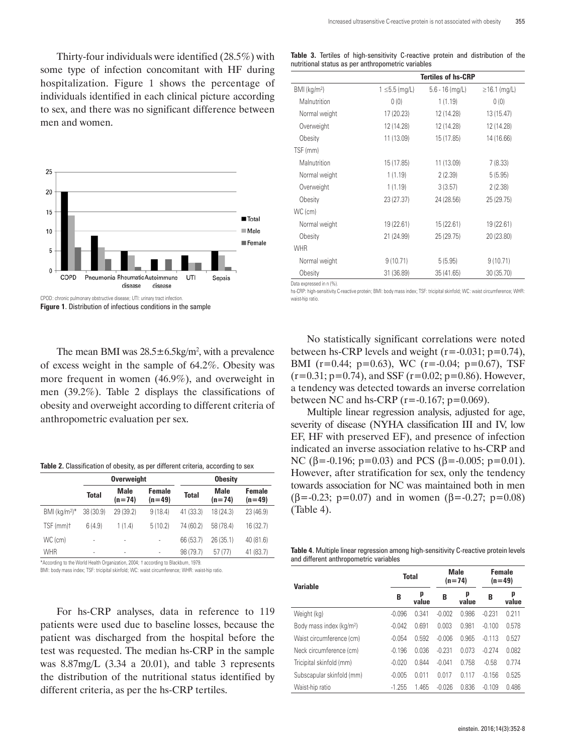Thirty-four individuals were identified (28.5%) with some type of infection concomitant with HF during hospitalization. Figure 1 shows the percentage of individuals identified in each clinical picture according to sex, and there was no significant difference between men and women.

CPOD: chronic pulmonary obstructive disease; UTI: urinary tract infection.

**Figure 1**. Distribution of infectious conditions in the sample

The mean BMI was 28.5±6.5kg/m², with a prevalence of excess weight in the sample of 64.2%. Obesity was more frequent in women (46.9%), and overweight in men (39.2%). Table 2 displays the classifications of obesity and overweight according to different criteria of anthropometric evaluation per sex.

**Table 2.** Classification of obesity, as per different criteria, according to sex

| | Overweight | | | Obesity | | |
|---|---|---|---|---|---|---|
| | Total | Male (n=74) | Female (n=49) | Total | Male (n=74) | Female (n=49) |
| BMI (kg/m²)* | 38 (30.9) | 29 (39.2) | 9 (18.4) | 41 (33.3) | 18 (24.3) | 23 (46.9) |
| TSF (mm)† | 6 (4.9) | 1 (1.4) | 5 (10.2) | 74 (60.2) | 58 (78.4) | 16 (32.7) |
| WC (cm) | - | - | - | 66 (53.7) | 26 (35.1) | 40 (81.6) |
| WHR | - | - | - | 98 (79.7) | 57 (77) | 41 (83.7) |

*According to the World Health Organization, 2004; † according to Blackburn, 1979.
BMI: body mass index; TSF: tricipital skinfold; WC: waist circumference; WHR: waist-hip ratio.

For hs-CRP analyses, data in reference to 119 patients were used due to baseline losses, because the patient was discharged from the hospital before the test was requested. The median hs-CRP in the sample was 8.87mg/L (3.34 a 20.01), and table 3 represents the distribution of the nutritional status identified by different criteria, as per the hs-CRP tertiles.

**Table 3.** Tertiles of high-sensitivity C-reactive protein and distribution of the nutritional status as per anthropometric variables

| | Tertiles of hs-CRP | | |
|---|---|---|---|
| BMI (kg/m²) | 1 ≤5.5 (mg/L) | 5.6 - 16 (mg/L) | ≥16.1 (mg/L) |
| Malnutrition | 0 (0) | 1 (1.19) | 0 (0) |
| Normal weight | 17 (20.23) | 12 (14.28) | 13 (15.47) |
| Overweight | 12 (14.28) | 12 (14.28) | 12 (14.28) |
| Obesity | 11 (13.09) | 15 (17.85) | 14 (16.66) |
| TSF (mm) | | | |
| Malnutrition | 15 (17.85) | 11 (13.09) | 7 (8.33) |
| Normal weight | 1 (1.19) | 2 (2.39) | 5 (5.95) |
| Overweight | 1 (1.19) | 3 (3.57) | 2 (2.38) |
| Obesity | 23 (27.37) | 24 (28.56) | 25 (29.75) |
| WC (cm) | | | |
| Normal weight | 19 (22.61) | 15 (22.61) | 19 (22.61) |
| Obesity | 21 (24.99) | 25 (29.75) | 20 (23.80) |
| WHR | | | |
| Normal weight | 9 (10.71) | 5 (5.95) | 9 (10.71) |
| Obesity | 31 (36.89) | 35 (41.65) | 30 (35.70) |

Data expressed in n (%).
hs-CRP: high-sensitivity C-reactive protein; BMI: body mass index; TSF: tricipital skinfold; WC: waist circumference; WHR: waist-hip ratio.

No statistically significant correlations were noted between hs-CRP levels and weight ($r=-0.031$; $p=0.74$), BMI ($r=0.44$; $p=0.63$), WC ($r=-0.04$; $p=0.67$), TSF ($r=0.31$; $p=0.74$), and SSF ($r=0.02$; $p=0.86$). However, a tendency was detected towards an inverse correlation between NC and hs-CRP ($r=-0.167$; $p=0.069$).

Multiple linear regression analysis, adjusted for age, severity of disease (NYHA classification III and IV, low EF, HF with preserved EF), and presence of infection indicated an inverse association relative to hs-CRP and NC ($\beta=-0.196$; $p=0.03$) and PCS ($\beta=-0.005$; $p=0.01$). However, after stratification for sex, only the tendency towards association for NC was maintained both in men ($\beta=-0.23$; $p=0.07$) and in women ($\beta=-0.27$; $p=0.08$) (Table 4).

**Table 4**. Multiple linear regression among high-sensitivity C-reactive protein levels and different anthropometric variables

| Variable | Total | | Male (n=74) | | Female (n=49) | |
|---|---|---|---|---|---|---|
| | B | p value | B | p value | B | p value |
| Weight (kg) | -0.096 | 0.341 | -0.002 | 0.986 | -0.231 | 0.211 |
| Body mass index (kg/m²) | -0.042 | 0.691 | 0.003 | 0.981 | -0.100 | 0.578 |
| Waist circumference (cm) | -0.054 | 0.592 | -0.006 | 0.965 | -0.113 | 0.527 |
| Neck circumference (cm) | -0.196 | 0.036 | -0.231 | 0.073 | -0.274 | 0.082 |
| Tricipital skinfold (mm) | -0.020 | 0.844 | -0.041 | 0.758 | -0.58 | 0.774 |
| Subscapular skinfold (mm) | -0.005 | 0.011 | 0.017 | 0.117 | -0.156 | 0.525 |
| Waist-hip ratio | -1.255 | 1.465 | -0.026 | 0.836 | -0.109 | 0.486 |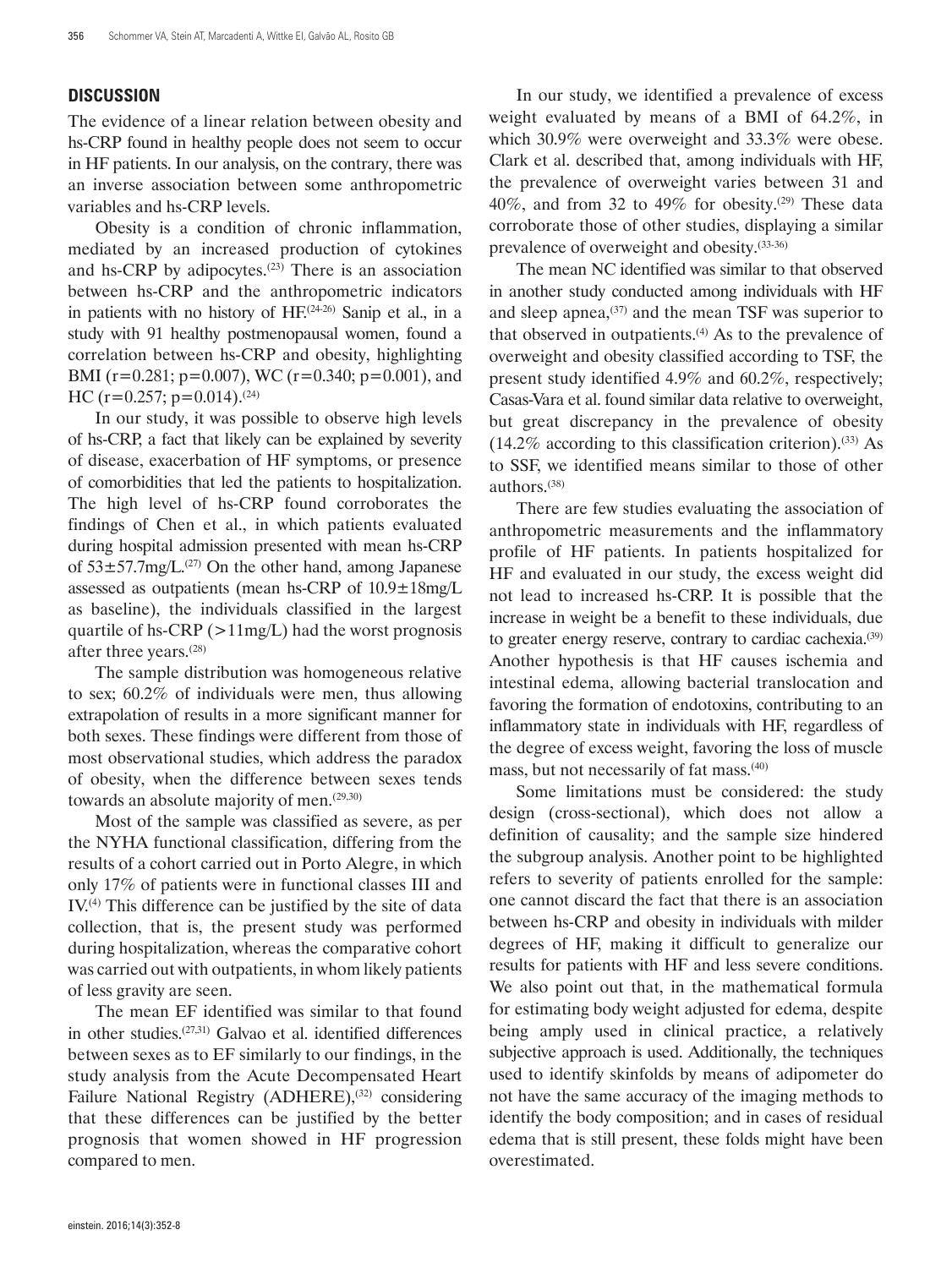## DISCUSSION

The evidence of a linear relation between obesity and hs-CRP found in healthy people does not seem to occur in HF patients. In our analysis, on the contrary, there was an inverse association between some anthropometric variables and hs-CRP levels.

Obesity is a condition of chronic inflammation, mediated by an increased production of cytokines and hs-CRP by adipocytes.[23] There is an association between hs-CRP and the anthropometric indicators in patients with no history of HF.[24-26] Sanip et al., in a study with 91 healthy postmenopausal women, found a correlation between hs-CRP and obesity, highlighting BMI ($r=0.281$; $p=0.007$), WC ($r=0.340$; $p=0.001$), and HC ($r=0.257$; $p=0.014$).[24]

In our study, it was possible to observe high levels of hs-CRP, a fact that likely can be explained by severity of disease, exacerbation of HF symptoms, or presence of comorbidities that led the patients to hospitalization. The high level of hs-CRP found corroborates the findings of Chen et al., in which patients evaluated during hospital admission presented with mean hs-CRP of 53±57.7mg/L.[27] On the other hand, among Japanese assessed as outpatients (mean hs-CRP of 10.9±18mg/L as baseline), the individuals classified in the largest quartile of hs-CRP (>11mg/L) had the worst prognosis after three years.[28]

The sample distribution was homogeneous relative to sex; 60.2% of individuals were men, thus allowing extrapolation of results in a more significant manner for both sexes. These findings were different from those of most observational studies, which address the paradox of obesity, when the difference between sexes tends towards an absolute majority of men.[29,30]

Most of the sample was classified as severe, as per the NYHA functional classification, differing from the results of a cohort carried out in Porto Alegre, in which only 17% of patients were in functional classes III and IV.[4] This difference can be justified by the site of data collection, that is, the present study was performed during hospitalization, whereas the comparative cohort was carried out with outpatients, in whom likely patients of less gravity are seen.

The mean EF identified was similar to that found in other studies.[27,31] Galvao et al. identified differences between sexes as to EF similarly to our findings, in the study analysis from the Acute Decompensated Heart Failure National Registry (ADHERE),[32] considering that these differences can be justified by the better prognosis that women showed in HF progression compared to men.

In our study, we identified a prevalence of excess weight evaluated by means of a BMI of 64.2%, in which 30.9% were overweight and 33.3% were obese. Clark et al. described that, among individuals with HF, the prevalence of overweight varies between 31 and 40%, and from 32 to 49% for obesity.[29] These data corroborate those of other studies, displaying a similar prevalence of overweight and obesity.[33-36]

The mean NC identified was similar to that observed in another study conducted among individuals with HF and sleep apnea,[37] and the mean TSF was superior to that observed in outpatients.[4] As to the prevalence of overweight and obesity classified according to TSF, the present study identified 4.9% and 60.2%, respectively; Casas-Vara et al. found similar data relative to overweight, but great discrepancy in the prevalence of obesity (14.2% according to this classification criterion).[33] As to SSF, we identified means similar to those of other authors.[38]

There are few studies evaluating the association of anthropometric measurements and the inflammatory profile of HF patients. In patients hospitalized for HF and evaluated in our study, the excess weight did not lead to increased hs-CRP. It is possible that the increase in weight be a benefit to these individuals, due to greater energy reserve, contrary to cardiac cachexia.[39] Another hypothesis is that HF causes ischemia and intestinal edema, allowing bacterial translocation and favoring the formation of endotoxins, contributing to an inflammatory state in individuals with HF, regardless of the degree of excess weight, favoring the loss of muscle mass, but not necessarily of fat mass.[40]

Some limitations must be considered: the study design (cross-sectional), which does not allow a definition of causality; and the sample size hindered the subgroup analysis. Another point to be highlighted refers to severity of patients enrolled for the sample: one cannot discard the fact that there is an association between hs-CRP and obesity in individuals with milder degrees of HF, making it difficult to generalize our results for patients with HF and less severe conditions. We also point out that, in the mathematical formula for estimating body weight adjusted for edema, despite being amply used in clinical practice, a relatively subjective approach is used. Additionally, the techniques used to identify skinfolds by means of adipometer do not have the same accuracy of the imaging methods to identify the body composition; and in cases of residual edema that is still present, these folds might have been overestimated.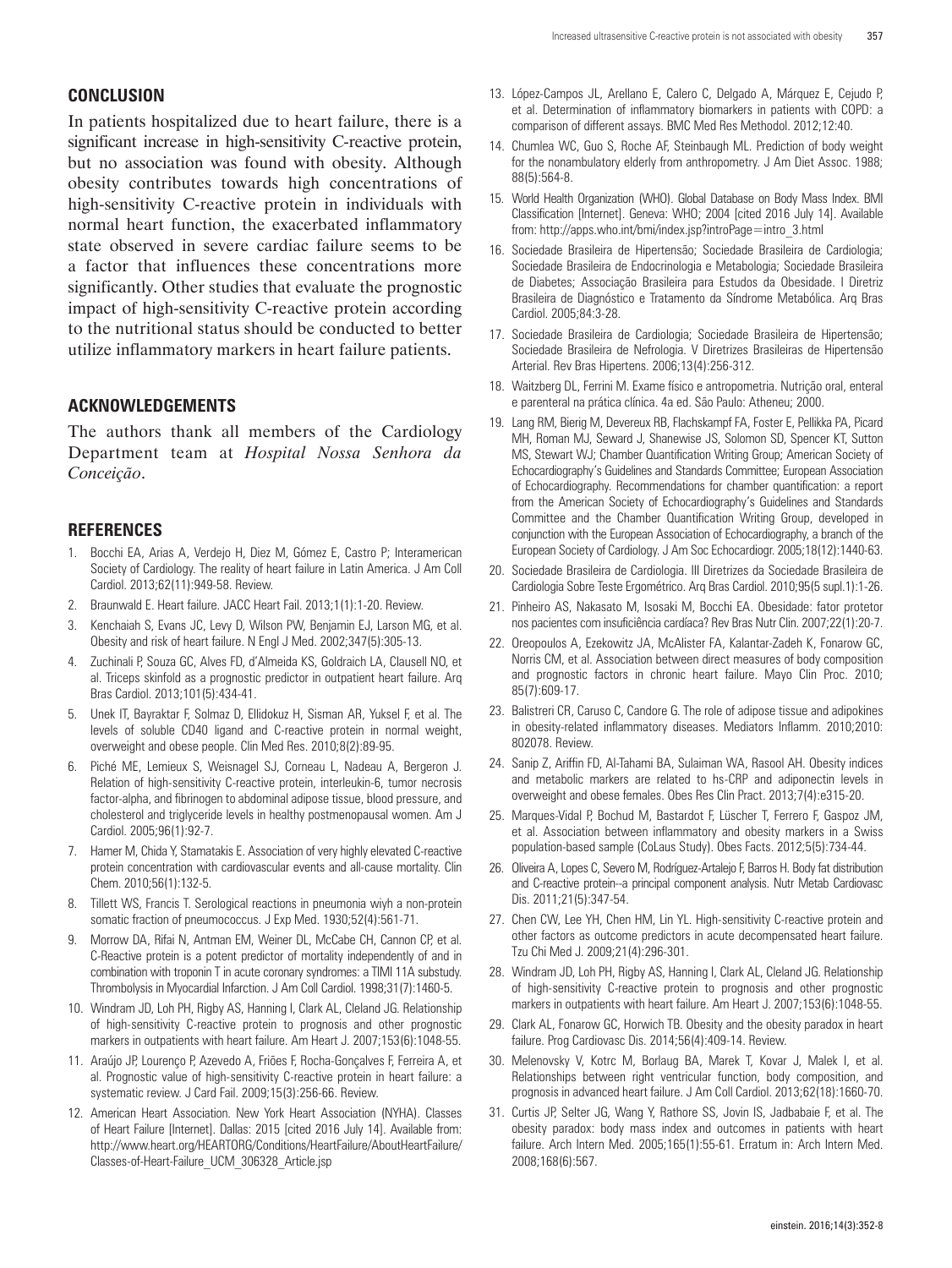## CONCLUSION

In patients hospitalized due to heart failure, there is a significant increase in high-sensitivity C-reactive protein, but no association was found with obesity. Although obesity contributes towards high concentrations of high-sensitivity C-reactive protein in individuals with normal heart function, the exacerbated inflammatory state observed in severe cardiac failure seems to be a factor that influences these concentrations more significantly. Other studies that evaluate the prognostic impact of high-sensitivity C-reactive protein according to the nutritional status should be conducted to better utilize inflammatory markers in heart failure patients.

## ACKNOWLEDGEMENTS

The authors thank all members of the Cardiology Department team at *Hospital Nossa Senhora da Conceição*.

## REFERENCES

1. Bocchi EA, Arias A, Verdejo H, Diez M, Gómez E, Castro P; Interamerican Society of Cardiology. The reality of heart failure in Latin America. J Am Coll Cardiol. 2013;62(11):949-58. Review.
2. Braunwald E. Heart failure. JACC Heart Fail. 2013;1(1):1-20. Review.
3. Kenchaiah S, Evans JC, Levy D, Wilson PW, Benjamin EJ, Larson MG, et al. Obesity and risk of heart failure. N Engl J Med. 2002;347(5):305-13.
4. Zuchinali P, Souza GC, Alves FD, d'Almeida KS, Goldraich LA, Clausell NO, et al. Triceps skinfold as a prognostic predictor in outpatient heart failure. Arq Bras Cardiol. 2013;101(5):434-41.
5. Unek IT, Bayraktar F, Solmaz D, Ellidokuz H, Sisman AR, Yuksel F, et al. The levels of soluble CD40 ligand and C-reactive protein in normal weight, overweight and obese people. Clin Med Res. 2010;8(2):89-95.
6. Piché ME, Lemieux S, Weisnagel SJ, Corneau L, Nadeau A, Bergeron J. Relation of high-sensitivity C-reactive protein, interleukin-6, tumor necrosis factor-alpha, and fibrinogen to abdominal adipose tissue, blood pressure, and cholesterol and triglyceride levels in healthy postmenopausal women. Am J Cardiol. 2005;96(1):92-7.
7. Hamer M, Chida Y, Stamatakis E. Association of very highly elevated C-reactive protein concentration with cardiovascular events and all-cause mortality. Clin Chem. 2010;56(1):132-5.
8. Tillett WS, Francis T. Serological reactions in pneumonia wiyh a non-protein somatic fraction of pneumococcus. J Exp Med. 1930;52(4):561-71.
9. Morrow DA, Rifai N, Antman EM, Weiner DL, McCabe CH, Cannon CP, et al. C-Reactive protein is a potent predictor of mortality independently of and in combination with troponin T in acute coronary syndromes: a TIMI 11A substudy. Thrombolysis in Myocardial Infarction. J Am Coll Cardiol. 1998;31(7):1460-5.
10. Windram JD, Loh PH, Rigby AS, Hanning I, Clark AL, Cleland JG. Relationship of high-sensitivity C-reactive protein to prognosis and other prognostic markers in outpatients with heart failure. Am Heart J. 2007;153(6):1048-55.
11. Araújo JP, Lourenço P, Azevedo A, Friões F, Rocha-Gonçalves F, Ferreira A, et al. Prognostic value of high-sensitivity C-reactive protein in heart failure: a systematic review. J Card Fail. 2009;15(3):256-66. Review.
12. American Heart Association. New York Heart Association (NYHA). Classes of Heart Failure [Internet]. Dallas: 2015 [cited 2016 July 14]. Available from: http://www.heart.org/HEARTORG/Conditions/HeartFailure/AboutHeartFailure/Classes-of-Heart-Failure_UCM_306328_Article.jsp
13. López-Campos JL, Arellano E, Calero C, Delgado A, Márquez E, Cejudo P, et al. Determination of inflammatory biomarkers in patients with COPD: a comparison of different assays. BMC Med Res Methodol. 2012;12:40.
14. Chumlea WC, Guo S, Roche AF, Steinbaugh ML. Prediction of body weight for the nonambulatory elderly from anthropometry. J Am Diet Assoc. 1988; 88(5):564-8.
15. World Health Organization (WHO). Global Database on Body Mass Index. BMI Classification [Internet]. Geneva: WHO; 2004 [cited 2016 July 14]. Available from: http://apps.who.int/bmi/index.jsp?introPage=intro_3.html
16. Sociedade Brasileira de Hipertensão; Sociedade Brasileira de Cardiologia; Sociedade Brasileira de Endocrinologia e Metabologia; Sociedade Brasileira de Diabetes; Associação Brasileira para Estudos da Obesidade. I Diretriz Brasileira de Diagnóstico e Tratamento da Síndrome Metabólica. Arq Bras Cardiol. 2005;84:3-28.
17. Sociedade Brasileira de Cardiologia; Sociedade Brasileira de Hipertensão; Sociedade Brasileira de Nefrologia. V Diretrizes Brasileiras de Hipertensão Arterial. Rev Bras Hipertens. 2006;13(4):256-312.
18. Waitzberg DL, Ferrini M. Exame físico e antropometria. Nutrição oral, enteral e parenteral na prática clínica. 4a ed. São Paulo: Atheneu; 2000.
19. Lang RM, Bierig M, Devereux RB, Flachskampf FA, Foster E, Pellikka PA, Picard MH, Roman MJ, Seward J, Shanewise JS, Solomon SD, Spencer KT, Sutton MS, Stewart WJ; Chamber Quantification Writing Group; American Society of Echocardiography's Guidelines and Standards Committee; European Association of Echocardiography. Recommendations for chamber quantification: a report from the American Society of Echocardiography's Guidelines and Standards Committee and the Chamber Quantification Writing Group, developed in conjunction with the European Association of Echocardiography, a branch of the European Society of Cardiology. J Am Soc Echocardiogr. 2005;18(12):1440-63.
20. Sociedade Brasileira de Cardiologia. III Diretrizes da Sociedade Brasileira de Cardiologia Sobre Teste Ergométrico. Arq Bras Cardiol. 2010;95(5 supl.1):1-26.
21. Pinheiro AS, Nakasato M, Isosaki M, Bocchi EA. Obesidade: fator protetor nos pacientes com insuficiência cardíaca? Rev Bras Nutr Clin. 2007;22(1):20-7.
22. Oreopoulos A, Ezekowitz JA, McAlister FA, Kalantar-Zadeh K, Fonarow GC, Norris CM, et al. Association between direct measures of body composition and prognostic factors in chronic heart failure. Mayo Clin Proc. 2010; 85(7):609-17.
23. Balistreri CR, Caruso C, Candore G. The role of adipose tissue and adipokines in obesity-related inflammatory diseases. Mediators Inflamm. 2010;2010: 802078. Review.
24. Sanip Z, Ariffin FD, Al-Tahami BA, Sulaiman WA, Rasool AH. Obesity indices and metabolic markers are related to hs-CRP and adiponectin levels in overweight and obese females. Obes Res Clin Pract. 2013;7(4):e315-20.
25. Marques-Vidal P, Bochud M, Bastardot F, Lüscher T, Ferrero F, Gaspoz JM, et al. Association between inflammatory and obesity markers in a Swiss population-based sample (CoLaus Study). Obes Facts. 2012;5(5):734-44.
26. Oliveira A, Lopes C, Severo M, Rodríguez-Artalejo F, Barros H. Body fat distribution and C-reactive protein--a principal component analysis. Nutr Metab Cardiovasc Dis. 2011;21(5):347-54.
27. Chen CW, Lee YH, Chen HM, Lin YL. High-sensitivity C-reactive protein and other factors as outcome predictors in acute decompensated heart failure. Tzu Chi Med J. 2009;21(4):296-301.
28. Windram JD, Loh PH, Rigby AS, Hanning I, Clark AL, Cleland JG. Relationship of high-sensitivity C-reactive protein to prognosis and other prognostic markers in outpatients with heart failure. Am Heart J. 2007;153(6):1048-55.
29. Clark AL, Fonarow GC, Horwich TB. Obesity and the obesity paradox in heart failure. Prog Cardiovasc Dis. 2014;56(4):409-14. Review.
30. Melenovsky V, Kotrc M, Borlaug BA, Marek T, Kovar J, Malek I, et al. Relationships between right ventricular function, body composition, and prognosis in advanced heart failure. J Am Coll Cardiol. 2013;62(18):1660-70.
31. Curtis JP, Selter JG, Wang Y, Rathore SS, Jovin IS, Jadbabaie F, et al. The obesity paradox: body mass index and outcomes in patients with heart failure. Arch Intern Med. 2005;165(1):55-61. Erratum in: Arch Intern Med. 2008;168(6):567.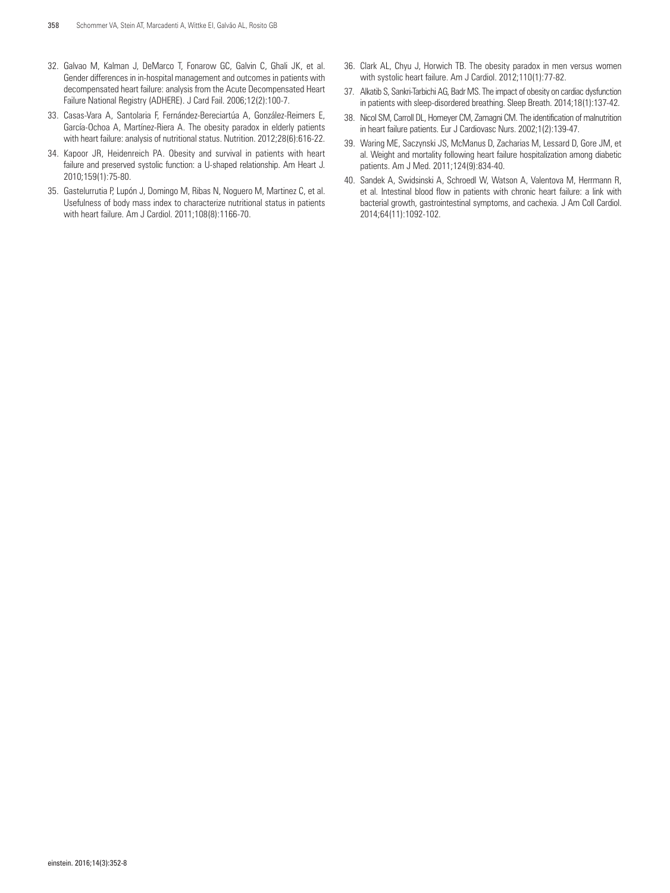32. Galvao M, Kalman J, DeMarco T, Fonarow GC, Galvin C, Ghali JK, et al. Gender differences in in-hospital management and outcomes in patients with decompensated heart failure: analysis from the Acute Decompensated Heart Failure National Registry (ADHERE). J Card Fail. 2006;12(2):100-7.
33. Casas-Vara A, Santolaria F, Fernández-Bereciartúa A, González-Reimers E, García-Ochoa A, Martínez-Riera A. The obesity paradox in elderly patients with heart failure: analysis of nutritional status. Nutrition. 2012;28(6):616-22.
34. Kapoor JR, Heidenreich PA. Obesity and survival in patients with heart failure and preserved systolic function: a U-shaped relationship. Am Heart J. 2010;159(1):75-80.
35. Gastelurrutia P, Lupón J, Domingo M, Ribas N, Noguero M, Martinez C, et al. Usefulness of body mass index to characterize nutritional status in patients with heart failure. Am J Cardiol. 2011;108(8):1166-70.
36. Clark AL, Chyu J, Horwich TB. The obesity paradox in men versus women with systolic heart failure. Am J Cardiol. 2012;110(1):77-82.
37. Alkatib S, Sankri-Tarbichi AG, Badr MS. The impact of obesity on cardiac dysfunction in patients with sleep-disordered breathing. Sleep Breath. 2014;18(1):137-42.
38. Nicol SM, Carroll DL, Homeyer CM, Zamagni CM. The identification of malnutrition in heart failure patients. Eur J Cardiovasc Nurs. 2002;1(2):139-47.
39. Waring ME, Saczynski JS, McManus D, Zacharias M, Lessard D, Gore JM, et al. Weight and mortality following heart failure hospitalization among diabetic patients. Am J Med. 2011;124(9):834-40.
40. Sandek A, Swidsinski A, Schroedl W, Watson A, Valentova M, Herrmann R, et al. Intestinal blood flow in patients with chronic heart failure: a link with bacterial growth, gastrointestinal symptoms, and cachexia. J Am Coll Cardiol. 2014;64(11):1092-102.